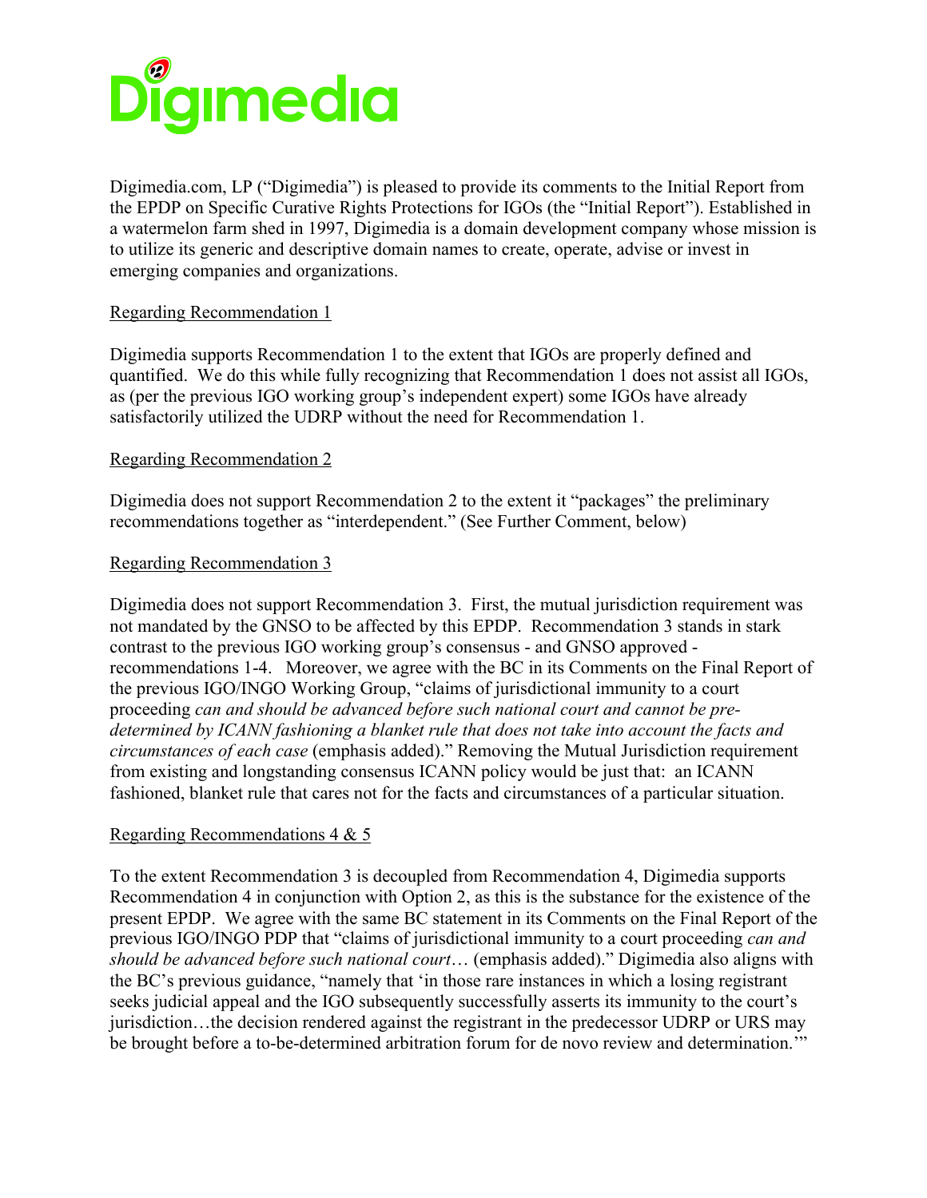Digimedia

Digimedia.com, LP ("Digimedia") is pleased to provide its comments to the Initial Report from the EPDP on Specific Curative Rights Protections for IGOs (the "Initial Report"). Established in a watermelon farm shed in 1997, Digimedia is a domain development company whose mission is to utilize its generic and descriptive domain names to create, operate, advise or invest in emerging companies and organizations.

Regarding Recommendation 1

Digimedia supports Recommendation 1 to the extent that IGOs are properly defined and quantified. We do this while fully recognizing that Recommendation 1 does not assist all IGOs, as (per the previous IGO working group's independent expert) some IGOs have already satisfactorily utilized the UDRP without the need for Recommendation 1.

Regarding Recommendation 2

Digimedia does not support Recommendation 2 to the extent it "packages" the preliminary recommendations together as "interdependent." (See Further Comment, below)

Regarding Recommendation 3

Digimedia does not support Recommendation 3. First, the mutual jurisdiction requirement was not mandated by the GNSO to be affected by this EPDP. Recommendation 3 stands in stark contrast to the previous IGO working group's consensus - and GNSO approved - recommendations 1-4. Moreover, we agree with the BC in its Comments on the Final Report of the previous IGO/INGO Working Group, "claims of jurisdictional immunity to a court proceeding *can and should be advanced before such national court and cannot be pre-determined by ICANN fashioning a blanket rule that does not take into account the facts and circumstances of each case* (emphasis added)." Removing the Mutual Jurisdiction requirement from existing and longstanding consensus ICANN policy would be just that: an ICANN fashioned, blanket rule that cares not for the facts and circumstances of a particular situation.

Regarding Recommendations 4 & 5

To the extent Recommendation 3 is decoupled from Recommendation 4, Digimedia supports Recommendation 4 in conjunction with Option 2, as this is the substance for the existence of the present EPDP. We agree with the same BC statement in its Comments on the Final Report of the previous IGO/INGO PDP that "claims of jurisdictional immunity to a court proceeding *can and should be advanced before such national court*… (emphasis added)." Digimedia also aligns with the BC's previous guidance, "namely that 'in those rare instances in which a losing registrant seeks judicial appeal and the IGO subsequently successfully asserts its immunity to the court's jurisdiction…the decision rendered against the registrant in the predecessor UDRP or URS may be brought before a to-be-determined arbitration forum for de novo review and determination.'"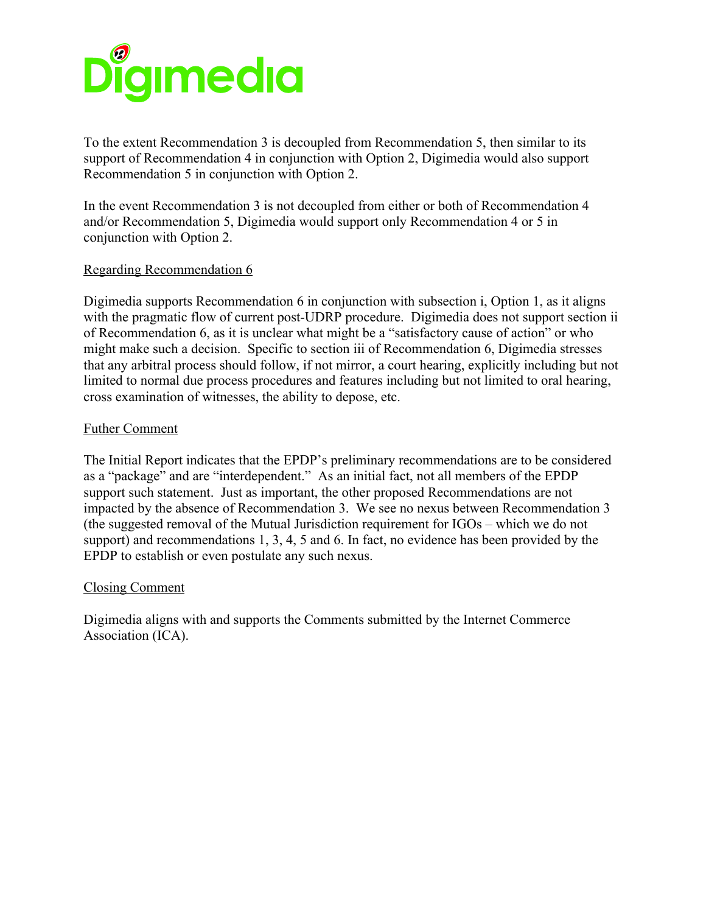To the extent Recommendation 3 is decoupled from Recommendation 5, then similar to its support of Recommendation 4 in conjunction with Option 2, Digimedia would also support Recommendation 5 in conjunction with Option 2.

In the event Recommendation 3 is not decoupled from either or both of Recommendation 4 and/or Recommendation 5, Digimedia would support only Recommendation 4 or 5 in conjunction with Option 2.

<u>Regarding Recommendation 6</u>

Digimedia supports Recommendation 6 in conjunction with subsection i, Option 1, as it aligns with the pragmatic flow of current post-UDRP procedure. Digimedia does not support section ii of Recommendation 6, as it is unclear what might be a "satisfactory cause of action" or who might make such a decision. Specific to section iii of Recommendation 6, Digimedia stresses that any arbitral process should follow, if not mirror, a court hearing, explicitly including but not limited to normal due process procedures and features including but not limited to oral hearing, cross examination of witnesses, the ability to depose, etc.

<u>Futher Comment</u>

The Initial Report indicates that the EPDP's preliminary recommendations are to be considered as a "package" and are "interdependent." As an initial fact, not all members of the EPDP support such statement. Just as important, the other proposed Recommendations are not impacted by the absence of Recommendation 3. We see no nexus between Recommendation 3 (the suggested removal of the Mutual Jurisdiction requirement for IGOs – which we do not support) and recommendations 1, 3, 4, 5 and 6. In fact, no evidence has been provided by the EPDP to establish or even postulate any such nexus.

<u>Closing Comment</u>

Digimedia aligns with and supports the Comments submitted by the Internet Commerce Association (ICA).